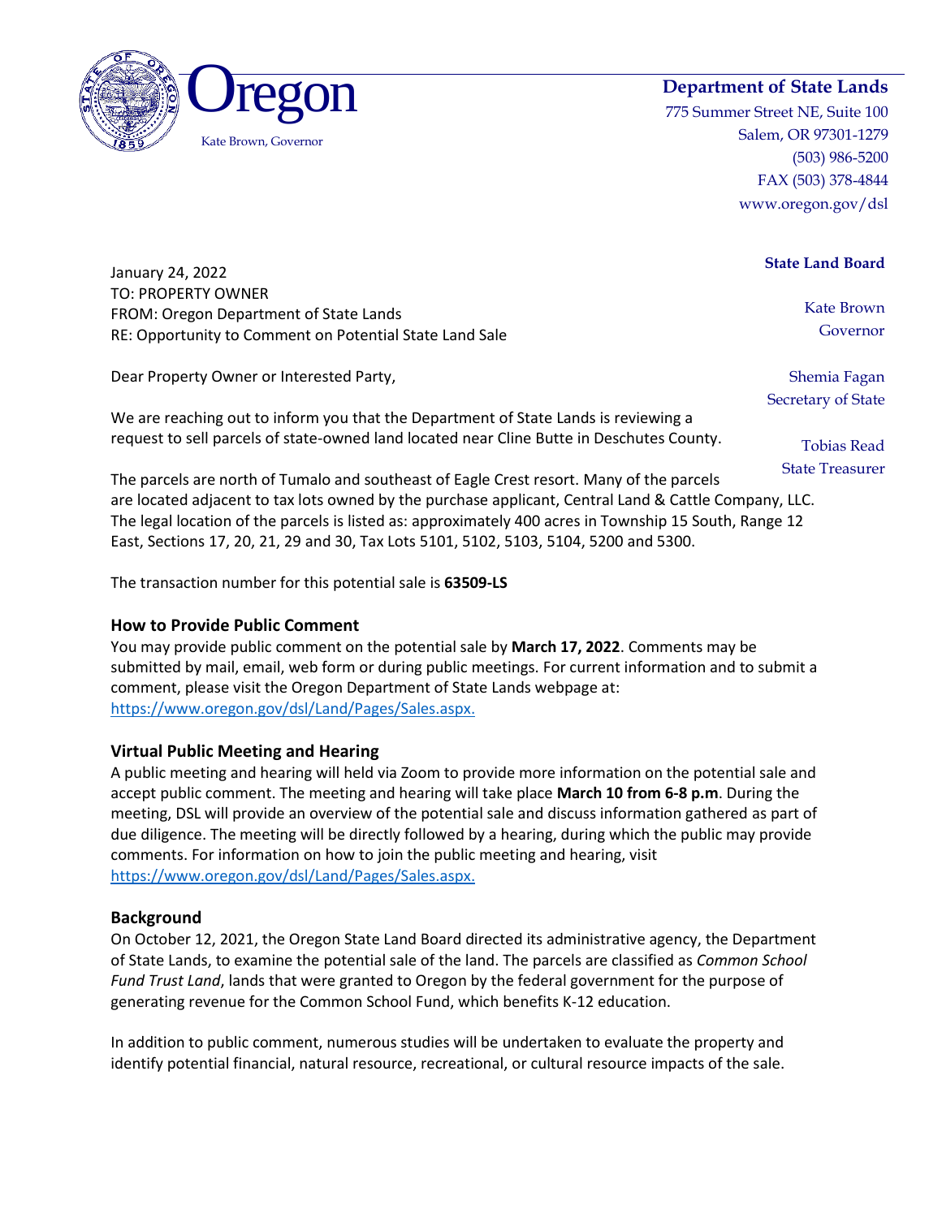Oregon

Kate Brown, Governor

**Department of State Lands**
775 Summer Street NE, Suite 100
Salem, OR 97301-1279
(503) 986-5200
FAX (503) 378-4844
www.oregon.gov/dsl

**State Land Board**

Kate Brown
Governor

Shemia Fagan
Secretary of State

Tobias Read
State Treasurer

January 24, 2022
TO: PROPERTY OWNER
FROM: Oregon Department of State Lands
RE: Opportunity to Comment on Potential State Land Sale

Dear Property Owner or Interested Party,

We are reaching out to inform you that the Department of State Lands is reviewing a request to sell parcels of state-owned land located near Cline Butte in Deschutes County.

The parcels are north of Tumalo and southeast of Eagle Crest resort. Many of the parcels are located adjacent to tax lots owned by the purchase applicant, Central Land & Cattle Company, LLC. The legal location of the parcels is listed as: approximately 400 acres in Township 15 South, Range 12 East, Sections 17, 20, 21, 29 and 30, Tax Lots 5101, 5102, 5103, 5104, 5200 and 5300.

The transaction number for this potential sale is **63509-LS**

### How to Provide Public Comment

You may provide public comment on the potential sale by **March 17, 2022**. Comments may be submitted by mail, email, web form or during public meetings. For current information and to submit a comment, please visit the Oregon Department of State Lands webpage at: https://www.oregon.gov/dsl/Land/Pages/Sales.aspx.

### Virtual Public Meeting and Hearing

A public meeting and hearing will held via Zoom to provide more information on the potential sale and accept public comment. The meeting and hearing will take place **March 10 from 6-8 p.m**. During the meeting, DSL will provide an overview of the potential sale and discuss information gathered as part of due diligence. The meeting will be directly followed by a hearing, during which the public may provide comments. For information on how to join the public meeting and hearing, visit https://www.oregon.gov/dsl/Land/Pages/Sales.aspx.

### Background

On October 12, 2021, the Oregon State Land Board directed its administrative agency, the Department of State Lands, to examine the potential sale of the land. The parcels are classified as *Common School Fund Trust Land*, lands that were granted to Oregon by the federal government for the purpose of generating revenue for the Common School Fund, which benefits K-12 education.

In addition to public comment, numerous studies will be undertaken to evaluate the property and identify potential financial, natural resource, recreational, or cultural resource impacts of the sale.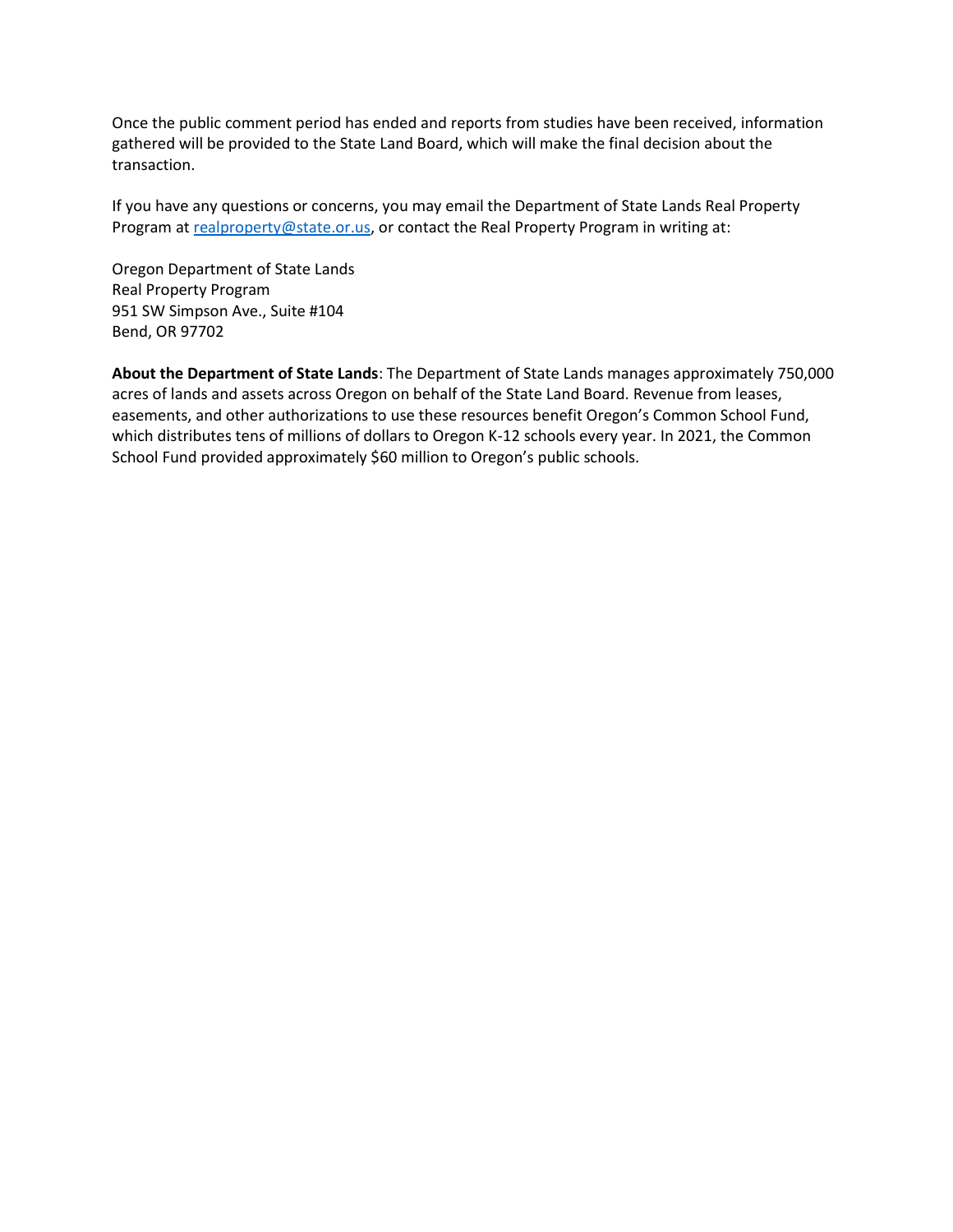Once the public comment period has ended and reports from studies have been received, information gathered will be provided to the State Land Board, which will make the final decision about the transaction.

If you have any questions or concerns, you may email the Department of State Lands Real Property Program at realproperty@state.or.us, or contact the Real Property Program in writing at:

Oregon Department of State Lands
Real Property Program
951 SW Simpson Ave., Suite #104
Bend, OR 97702

**About the Department of State Lands**: The Department of State Lands manages approximately 750,000 acres of lands and assets across Oregon on behalf of the State Land Board. Revenue from leases, easements, and other authorizations to use these resources benefit Oregon's Common School Fund, which distributes tens of millions of dollars to Oregon K-12 schools every year. In 2021, the Common School Fund provided approximately $60 million to Oregon's public schools.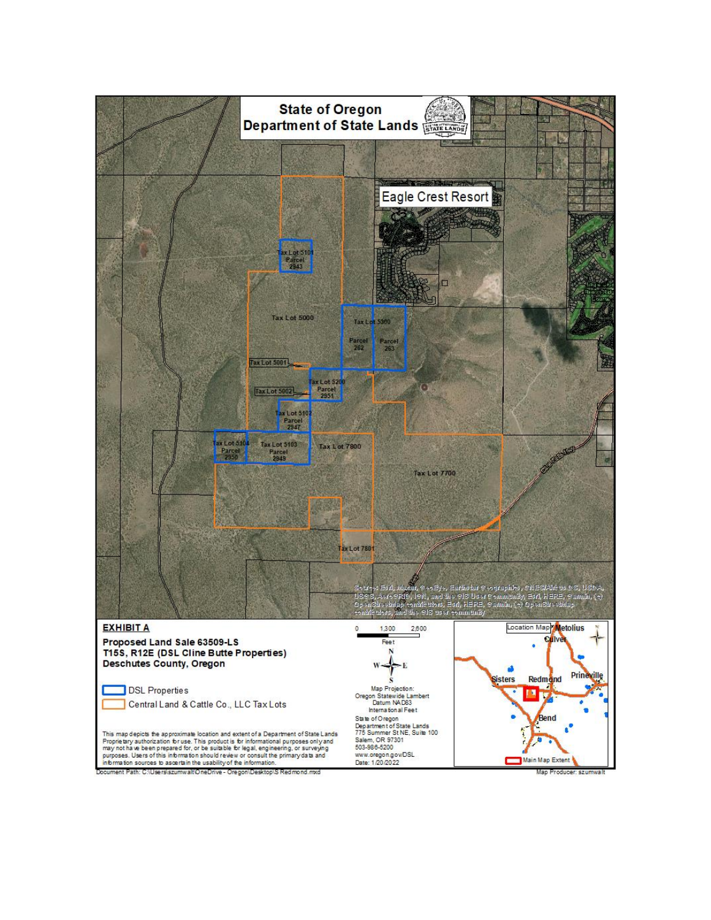# State of Oregon Department of State Lands

Eagle Crest Resort

Tax Lot 5101 Parcel 2943

Tax Lot 5000

Tax Lot 5300

Parcel 262

Parcel 263

Tax Lot 5001

Tax Lot 5200 Parcel 2951

Tax Lot 5002

Tax Lot 5102 Parcel 2947

Tax Lot 5104 Parcel 2950

Tax Lot 5103 Parcel 2949

Tax Lot 7800

Tax Lot 7700

Tax Lot 7801

Sources: Esri, Maxar, GeoEye, Earthstar Geographics, CNES/Airbus DS, USDA, USGS, AeroGRID, IGN, and the GIS User Community, Esri, HERE, Garmin, (c) OpenStreetMap contributors, Esri, HERE, Garmin, (c) OpenStreetMap contributors, and the GIS user community

## EXHIBIT A

**Proposed Land Sale 63509-LS**
**T15S, R12E (DSL Cline Butte Properties)**
**Deschutes County, Oregon**

DSL Properties

Central Land & Cattle Co., LLC Tax Lots

This map depicts the approximate location and extent of a Department of State Lands Proprietary authorization for use. This product is for informational purposes only and may not have been prepared for, or be suitable for legal, engineering, or surveying purposes. Users of this information should review or consult the primary data and information sources to ascertain the usability of the information.

0 1,300 2,600
Feet

Map Projection:
Oregon Statewide Lambert
Datum NAD83
International Feet

State of Oregon
Department of State Lands
775 Summer St NE, Suite 100
Salem, OR 97301
503-986-5200
www.oregon.gov/DSL
Date: 1/20/2022

Location Map

Metolius

Culver

Sisters

Redmond

Prineville

Bend

Main Map Extent

Document Path: C:\Users\szumwalt\OneDrive - Oregon\Desktop\S Redmond.mxd

Map Producer: szumwalt